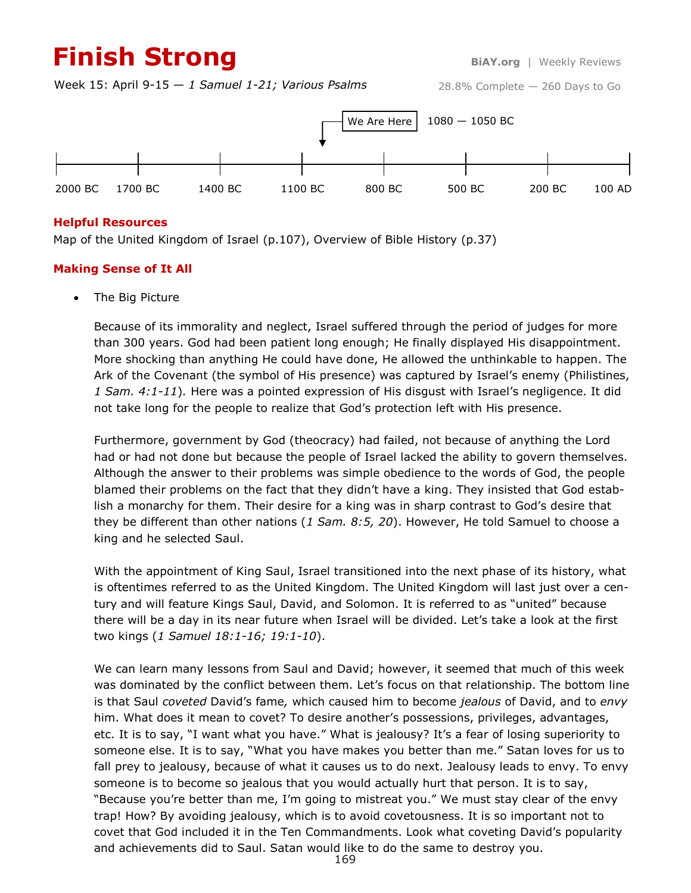# Finish Strong

**BiAY.org** | Weekly Reviews

Week 15: April 9-15 — *1 Samuel 1-21; Various Psalms*

28.8% Complete — 260 Days to Go

We Are Here 1080 — 1050 BC

2000 BC 1700 BC 1400 BC 1100 BC 800 BC 500 BC 200 BC 100 AD

## Helpful Resources

Map of the United Kingdom of Israel (p.107), Overview of Bible History (p.37)

## Making Sense of It All

- The Big Picture

  Because of its immorality and neglect, Israel suffered through the period of judges for more than 300 years. God had been patient long enough; He finally displayed His disappointment. More shocking than anything He could have done, He allowed the unthinkable to happen. The Ark of the Covenant (the symbol of His presence) was captured by Israel's enemy (Philistines, *1 Sam. 4:1-11*). Here was a pointed expression of His disgust with Israel's negligence. It did not take long for the people to realize that God's protection left with His presence.

  Furthermore, government by God (theocracy) had failed, not because of anything the Lord had or had not done but because the people of Israel lacked the ability to govern themselves. Although the answer to their problems was simple obedience to the words of God, the people blamed their problems on the fact that they didn't have a king. They insisted that God establish a monarchy for them. Their desire for a king was in sharp contrast to God's desire that they be different than other nations (*1 Sam. 8:5, 20*). However, He told Samuel to choose a king and he selected Saul.

  With the appointment of King Saul, Israel transitioned into the next phase of its history, what is oftentimes referred to as the United Kingdom. The United Kingdom will last just over a century and will feature Kings Saul, David, and Solomon. It is referred to as "united" because there will be a day in its near future when Israel will be divided. Let's take a look at the first two kings (*1 Samuel 18:1-16; 19:1-10*).

  We can learn many lessons from Saul and David; however, it seemed that much of this week was dominated by the conflict between them. Let's focus on that relationship. The bottom line is that Saul *coveted* David's fame, which caused him to become *jealous* of David, and to *envy* him. What does it mean to covet? To desire another's possessions, privileges, advantages, etc. It is to say, "I want what you have." What is jealousy? It's a fear of losing superiority to someone else. It is to say, "What you have makes you better than me." Satan loves for us to fall prey to jealousy, because of what it causes us to do next. Jealousy leads to envy. To envy someone is to become so jealous that you would actually hurt that person. It is to say, "Because you're better than me, I'm going to mistreat you." We must stay clear of the envy trap! How? By avoiding jealousy, which is to avoid covetousness. It is so important not to covet that God included it in the Ten Commandments. Look what coveting David's popularity and achievements did to Saul. Satan would like to do the same to destroy you.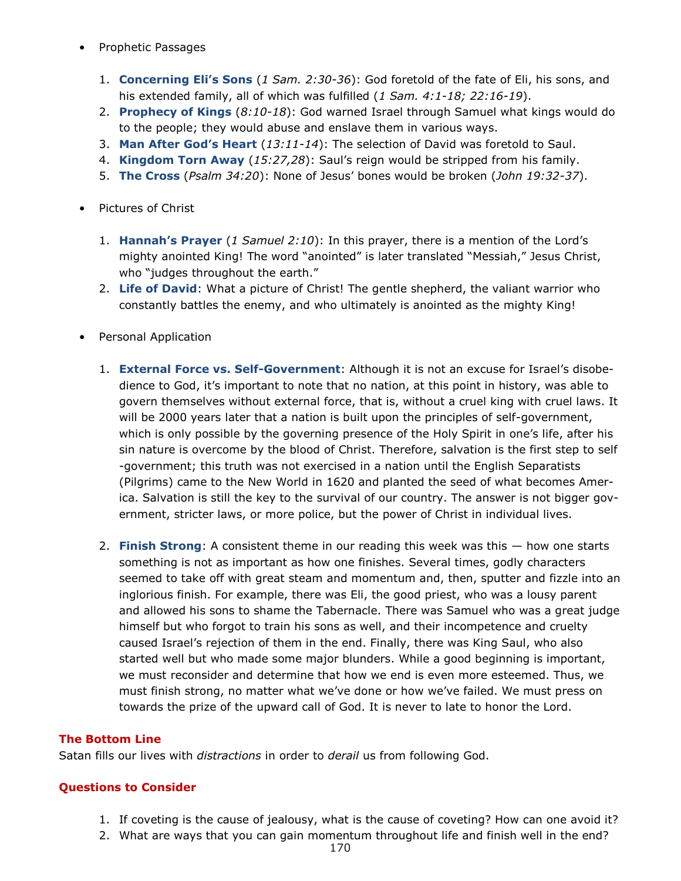- Prophetic Passages

  1. **Concerning Eli's Sons** (*1 Sam. 2:30-36*): God foretold of the fate of Eli, his sons, and his extended family, all of which was fulfilled (*1 Sam. 4:1-18; 22:16-19*).
  2. **Prophecy of Kings** (*8:10-18*): God warned Israel through Samuel what kings would do to the people; they would abuse and enslave them in various ways.
  3. **Man After God's Heart** (*13:11-14*): The selection of David was foretold to Saul.
  4. **Kingdom Torn Away** (*15:27,28*): Saul's reign would be stripped from his family.
  5. **The Cross** (*Psalm 34:20*): None of Jesus' bones would be broken (*John 19:32-37*).

- Pictures of Christ

  1. **Hannah's Prayer** (*1 Samuel 2:10*): In this prayer, there is a mention of the Lord's mighty anointed King! The word "anointed" is later translated "Messiah," Jesus Christ, who "judges throughout the earth."
  2. **Life of David**: What a picture of Christ! The gentle shepherd, the valiant warrior who constantly battles the enemy, and who ultimately is anointed as the mighty King!

- Personal Application

  1. **External Force vs. Self-Government**: Although it is not an excuse for Israel's disobedience to God, it's important to note that no nation, at this point in history, was able to govern themselves without external force, that is, without a cruel king with cruel laws. It will be 2000 years later that a nation is built upon the principles of self-government, which is only possible by the governing presence of the Holy Spirit in one's life, after his sin nature is overcome by the blood of Christ. Therefore, salvation is the first step to self-government; this truth was not exercised in a nation until the English Separatists (Pilgrims) came to the New World in 1620 and planted the seed of what becomes America. Salvation is still the key to the survival of our country. The answer is not bigger government, stricter laws, or more police, but the power of Christ in individual lives.

  2. **Finish Strong**: A consistent theme in our reading this week was this — how one starts something is not as important as how one finishes. Several times, godly characters seemed to take off with great steam and momentum and, then, sputter and fizzle into an inglorious finish. For example, there was Eli, the good priest, who was a lousy parent and allowed his sons to shame the Tabernacle. There was Samuel who was a great judge himself but who forgot to train his sons as well, and their incompetence and cruelty caused Israel's rejection of them in the end. Finally, there was King Saul, who also started well but who made some major blunders. While a good beginning is important, we must reconsider and determine that how we end is even more esteemed. Thus, we must finish strong, no matter what we've done or how we've failed. We must press on towards the prize of the upward call of God. It is never to late to honor the Lord.

## The Bottom Line

Satan fills our lives with *distractions* in order to *derail* us from following God.

## Questions to Consider

1. If coveting is the cause of jealousy, what is the cause of coveting? How can one avoid it?
2. What are ways that you can gain momentum throughout life and finish well in the end?